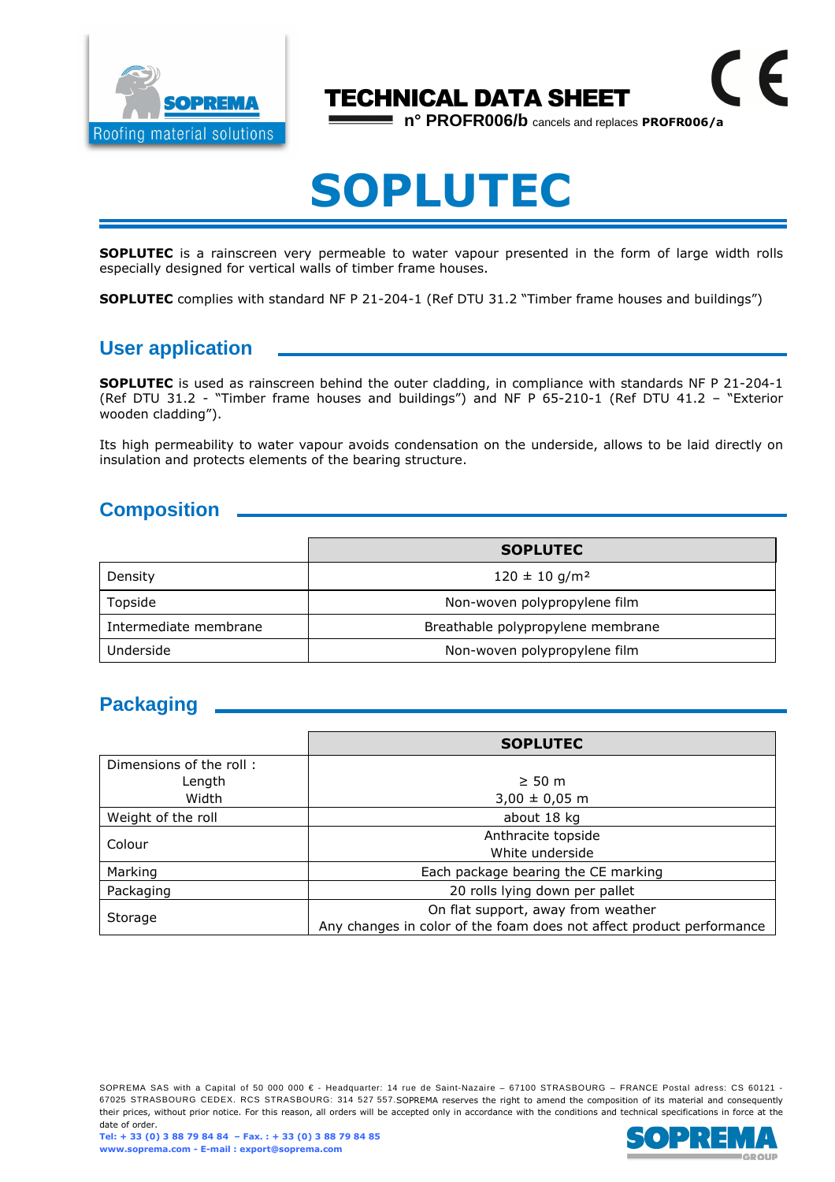# TECHNICAL DATA SHEET

**n° PROFR006/b** cancels and replaces **PROFR006/a**

# SOPLUTEC

**SOPLUTEC** is a rainscreen very permeable to water vapour presented in the form of large width rolls especially designed for vertical walls of timber frame houses.

**SOPLUTEC** complies with standard NF P 21-204-1 (Ref DTU 31.2 "Timber frame houses and buildings")

## User application

**SOPLUTEC** is used as rainscreen behind the outer cladding, in compliance with standards NF P 21-204-1 (Ref DTU 31.2 - "Timber frame houses and buildings") and NF P 65-210-1 (Ref DTU 41.2 – "Exterior wooden cladding").

Its high permeability to water vapour avoids condensation on the underside, allows to be laid directly on insulation and protects elements of the bearing structure.

## Composition

| | SOPLUTEC |
|---|---|
| Density | 120 ± 10 g/m² |
| Topside | Non-woven polypropylene film |
| Intermediate membrane | Breathable polypropylene membrane |
| Underside | Non-woven polypropylene film |

## Packaging

| | SOPLUTEC |
|---|---|
| Dimensions of the roll : Length / Width | ≥ 50 m / 3,00 ± 0,05 m |
| Weight of the roll | about 18 kg |
| Colour | Anthracite topside / White underside |
| Marking | Each package bearing the CE marking |
| Packaging | 20 rolls lying down per pallet |
| Storage | On flat support, away from weather / Any changes in color of the foam does not affect product performance |

SOPREMA SAS with a Capital of 50 000 000 € - Headquarter: 14 rue de Saint-Nazaire – 67100 STRASBOURG – FRANCE Postal adress: CS 60121 - 67025 STRASBOURG CEDEX. RCS STRASBOURG: 314 527 557.SOPREMA reserves the right to amend the composition of its material and consequently their prices, without prior notice. For this reason, all orders will be accepted only in accordance with the conditions and technical specifications in force at the date of order.

**Tel: + 33 (0) 3 88 79 84 84 – Fax. : + 33 (0) 3 88 79 84 85**
**www.soprema.com - E-mail : export@soprema.com**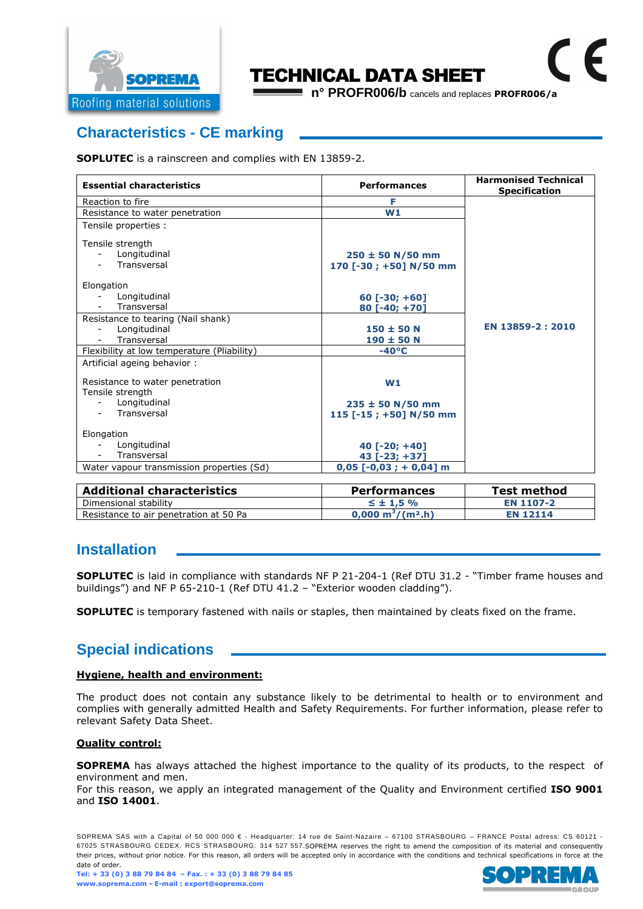# TECHNICAL DATA SHEET

**n° PROFR006/b** cancels and replaces **PROFR006/a**

## Characteristics - CE marking

**SOPLUTEC** is a rainscreen and complies with EN 13859-2.

| Essential characteristics | Performances | Harmonised Technical Specification |
|---|---|---|
| Reaction to fire | **F** | **EN 13859-2 : 2010** |
| Resistance to water penetration | **W1** | |
| Tensile properties :<br><br>Tensile strength<br>- Longitudinal<br>- Transversal<br><br>Elongation<br>- Longitudinal<br>- Transversal | <br><br><br>**250 ± 50 N/50 mm**<br>**170 [-30 ; +50] N/50 mm**<br><br><br>**60 [-30; +60]**<br>**80 [-40; +70]** | |
| Resistance to tearing (Nail shank)<br>- Longitudinal<br>- Transversal | <br>**150 ± 50 N**<br>**190 ± 50 N** | |
| Flexibility at low temperature (Pliability) | **-40°C** | |
| Artificial ageing behavior :<br><br>Resistance to water penetration<br>Tensile strength<br>- Longitudinal<br>- Transversal<br><br>Elongation<br>- Longitudinal<br>- Transversal | <br><br>**W1**<br><br>**235 ± 50 N/50 mm**<br>**115 [-15 ; +50] N/50 mm**<br><br><br>**40 [-20; +40]**<br>**43 [-23; +37]** | |
| Water vapour transmission properties (Sd) | **0,05 [-0,03 ; + 0,04] m** | |

| Additional characteristics | Performances | Test method |
|---|---|---|
| Dimensional stability | **≤ ± 1,5 %** | **EN 1107-2** |
| Resistance to air penetration at 50 Pa | **0,000 $m^3/(m^2.h)$** | **EN 12114** |

## Installation

**SOPLUTEC** is laid in compliance with standards NF P 21-204-1 (Ref DTU 31.2 - "Timber frame houses and buildings") and NF P 65-210-1 (Ref DTU 41.2 – "Exterior wooden cladding").

**SOPLUTEC** is temporary fastened with nails or staples, then maintained by cleats fixed on the frame.

## Special indications

**Hygiene, health and environment:**

The product does not contain any substance likely to be detrimental to health or to environment and complies with generally admitted Health and Safety Requirements. For further information, please refer to relevant Safety Data Sheet.

**Quality control:**

**SOPREMA** has always attached the highest importance to the quality of its products, to the respect of environment and men.
For this reason, we apply an integrated management of the Quality and Environment certified **ISO 9001** and **ISO 14001**.

SOPREMA SAS with a Capital of 50 000 000 € - Headquarter: 14 rue de Saint-Nazaire – 67100 STRASBOURG – FRANCE Postal adress: CS 60121 - 67025 STRASBOURG CEDEX. RCS STRASBOURG: 314 527 557.SOPREMA reserves the right to amend the composition of its material and consequently their prices, without prior notice. For this reason, all orders will be accepted only in accordance with the conditions and technical specifications in force at the date of order.
**Tel: + 33 (0) 3 88 79 84 84 – Fax. : + 33 (0) 3 88 79 84 85**
**www.soprema.com - E-mail : export@soprema.com**